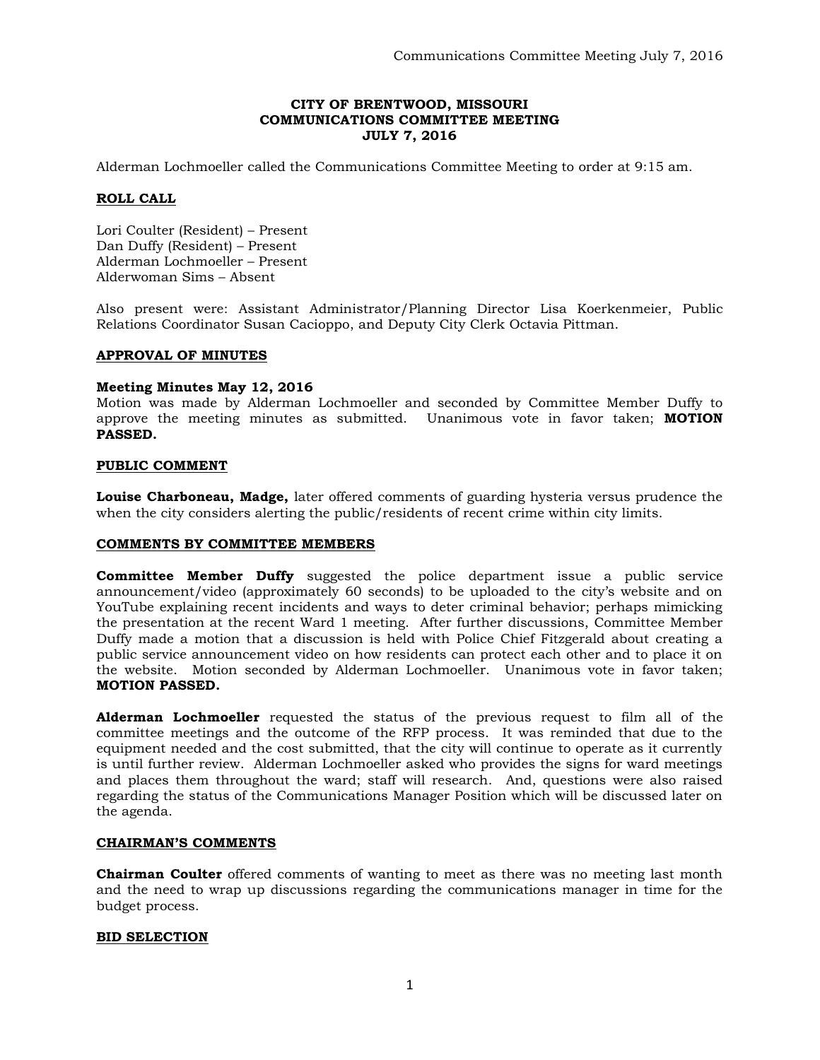**CITY OF BRENTWOOD, MISSOURI**
**COMMUNICATIONS COMMITTEE MEETING**
**JULY 7, 2016**

Alderman Lochmoeller called the Communications Committee Meeting to order at 9:15 am.

## ROLL CALL

Lori Coulter (Resident) – Present
Dan Duffy (Resident) – Present
Alderman Lochmoeller – Present
Alderwoman Sims – Absent

Also present were: Assistant Administrator/Planning Director Lisa Koerkenmeier, Public Relations Coordinator Susan Cacioppo, and Deputy City Clerk Octavia Pittman.

## APPROVAL OF MINUTES

**Meeting Minutes May 12, 2016**
Motion was made by Alderman Lochmoeller and seconded by Committee Member Duffy to approve the meeting minutes as submitted. Unanimous vote in favor taken; **MOTION PASSED.**

## PUBLIC COMMENT

**Louise Charboneau, Madge,** later offered comments of guarding hysteria versus prudence the when the city considers alerting the public/residents of recent crime within city limits.

## COMMENTS BY COMMITTEE MEMBERS

**Committee Member Duffy** suggested the police department issue a public service announcement/video (approximately 60 seconds) to be uploaded to the city's website and on YouTube explaining recent incidents and ways to deter criminal behavior; perhaps mimicking the presentation at the recent Ward 1 meeting. After further discussions, Committee Member Duffy made a motion that a discussion is held with Police Chief Fitzgerald about creating a public service announcement video on how residents can protect each other and to place it on the website. Motion seconded by Alderman Lochmoeller. Unanimous vote in favor taken; **MOTION PASSED.**

**Alderman Lochmoeller** requested the status of the previous request to film all of the committee meetings and the outcome of the RFP process. It was reminded that due to the equipment needed and the cost submitted, that the city will continue to operate as it currently is until further review. Alderman Lochmoeller asked who provides the signs for ward meetings and places them throughout the ward; staff will research. And, questions were also raised regarding the status of the Communications Manager Position which will be discussed later on the agenda.

## CHAIRMAN'S COMMENTS

**Chairman Coulter** offered comments of wanting to meet as there was no meeting last month and the need to wrap up discussions regarding the communications manager in time for the budget process.

## BID SELECTION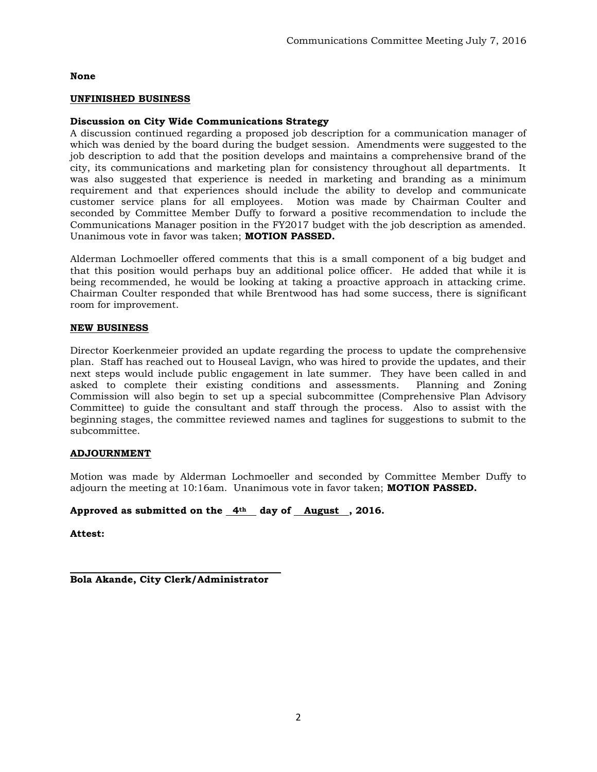**None**

## UNFINISHED BUSINESS

**Discussion on City Wide Communications Strategy**

A discussion continued regarding a proposed job description for a communication manager of which was denied by the board during the budget session. Amendments were suggested to the job description to add that the position develops and maintains a comprehensive brand of the city, its communications and marketing plan for consistency throughout all departments. It was also suggested that experience is needed in marketing and branding as a minimum requirement and that experiences should include the ability to develop and communicate customer service plans for all employees. Motion was made by Chairman Coulter and seconded by Committee Member Duffy to forward a positive recommendation to include the Communications Manager position in the FY2017 budget with the job description as amended. Unanimous vote in favor was taken; **MOTION PASSED.**

Alderman Lochmoeller offered comments that this is a small component of a big budget and that this position would perhaps buy an additional police officer. He added that while it is being recommended, he would be looking at taking a proactive approach in attacking crime. Chairman Coulter responded that while Brentwood has had some success, there is significant room for improvement.

## NEW BUSINESS

Director Koerkenmeier provided an update regarding the process to update the comprehensive plan. Staff has reached out to Houseal Lavign, who was hired to provide the updates, and their next steps would include public engagement in late summer. They have been called in and asked to complete their existing conditions and assessments. Planning and Zoning Commission will also begin to set up a special subcommittee (Comprehensive Plan Advisory Committee) to guide the consultant and staff through the process. Also to assist with the beginning stages, the committee reviewed names and taglines for suggestions to submit to the subcommittee.

## ADJOURNMENT

Motion was made by Alderman Lochmoeller and seconded by Committee Member Duffy to adjourn the meeting at 10:16am. Unanimous vote in favor taken; **MOTION PASSED.**

**Approved as submitted on the 4th day of August, 2016.**

**Attest:**

**Bola Akande, City Clerk/Administrator**